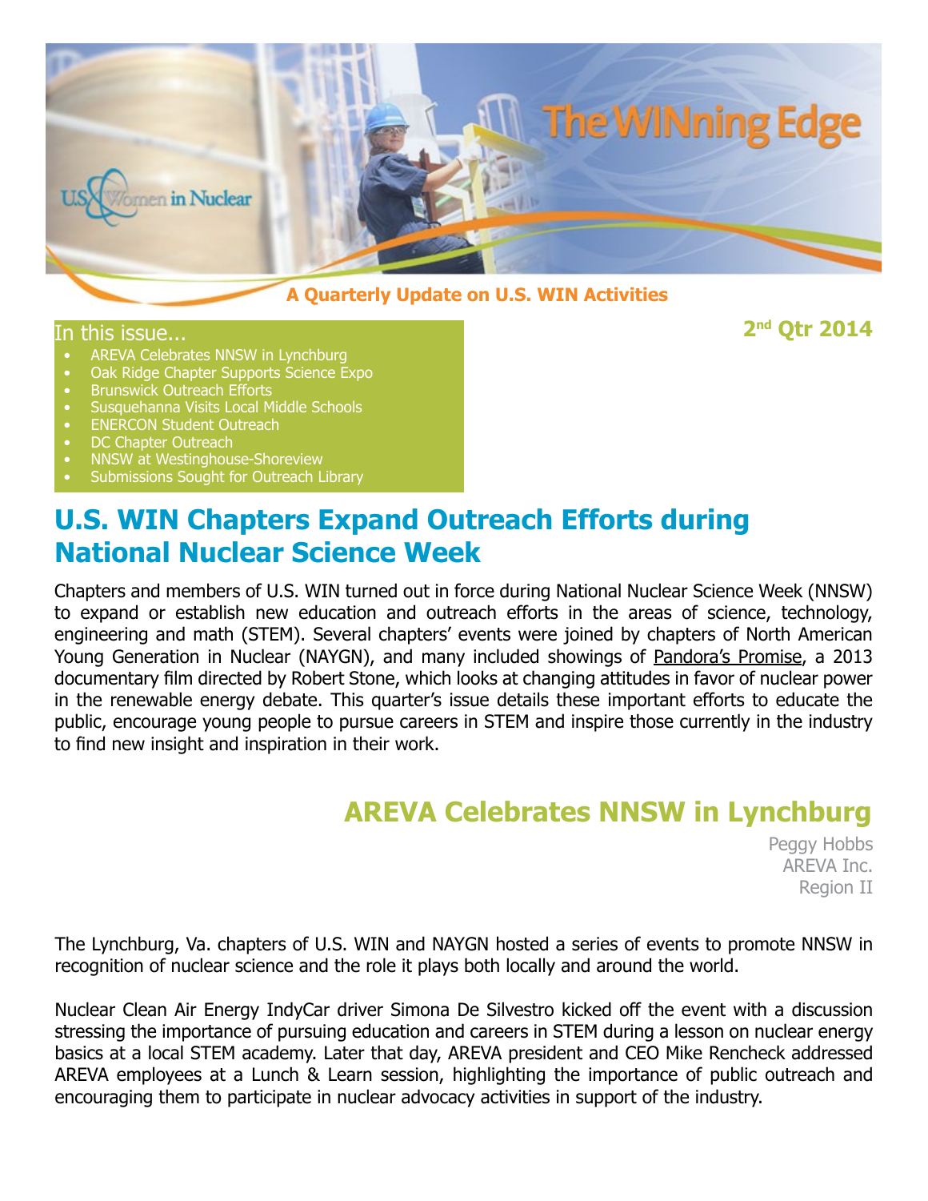# The WINning Edge

U.S. Women in Nuclear

**A Quarterly Update on U.S. WIN Activities**

**2nd Qtr 2014**

In this issue...

- AREVA Celebrates NNSW in Lynchburg
- Oak Ridge Chapter Supports Science Expo
- Brunswick Outreach Efforts
- Susquehanna Visits Local Middle Schools
- ENERCON Student Outreach
- DC Chapter Outreach
- NNSW at Westinghouse-Shoreview
- Submissions Sought for Outreach Library

## U.S. WIN Chapters Expand Outreach Efforts during National Nuclear Science Week

Chapters and members of U.S. WIN turned out in force during National Nuclear Science Week (NNSW) to expand or establish new education and outreach efforts in the areas of science, technology, engineering and math (STEM). Several chapters' events were joined by chapters of North American Young Generation in Nuclear (NAYGN), and many included showings of Pandora's Promise, a 2013 documentary film directed by Robert Stone, which looks at changing attitudes in favor of nuclear power in the renewable energy debate. This quarter's issue details these important efforts to educate the public, encourage young people to pursue careers in STEM and inspire those currently in the industry to find new insight and inspiration in their work.

## AREVA Celebrates NNSW in Lynchburg

Peggy Hobbs
AREVA Inc.
Region II

The Lynchburg, Va. chapters of U.S. WIN and NAYGN hosted a series of events to promote NNSW in recognition of nuclear science and the role it plays both locally and around the world.

Nuclear Clean Air Energy IndyCar driver Simona De Silvestro kicked off the event with a discussion stressing the importance of pursuing education and careers in STEM during a lesson on nuclear energy basics at a local STEM academy. Later that day, AREVA president and CEO Mike Rencheck addressed AREVA employees at a Lunch & Learn session, highlighting the importance of public outreach and encouraging them to participate in nuclear advocacy activities in support of the industry.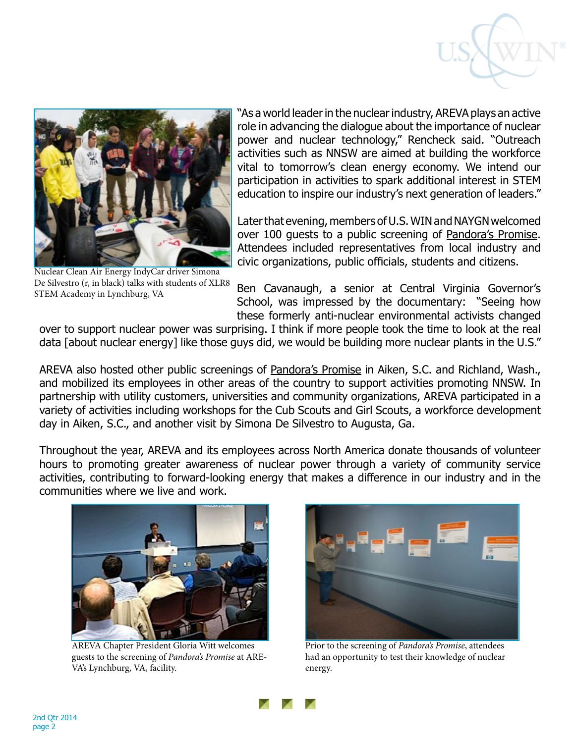"As a world leader in the nuclear industry, AREVA plays an active role in advancing the dialogue about the importance of nuclear power and nuclear technology," Rencheck said. "Outreach activities such as NNSW are aimed at building the workforce vital to tomorrow's clean energy economy. We intend our participation in activities to spark additional interest in STEM education to inspire our industry's next generation of leaders."

Nuclear Clean Air Energy IndyCar driver Simona De Silvestro (r, in black) talks with students of XLR8 STEM Academy in Lynchburg, VA

Later that evening, members of U.S. WIN and NAYGN welcomed over 100 guests to a public screening of Pandora's Promise. Attendees included representatives from local industry and civic organizations, public officials, students and citizens.

Ben Cavanaugh, a senior at Central Virginia Governor's School, was impressed by the documentary: "Seeing how these formerly anti-nuclear environmental activists changed over to support nuclear power was surprising. I think if more people took the time to look at the real data [about nuclear energy] like those guys did, we would be building more nuclear plants in the U.S."

AREVA also hosted other public screenings of Pandora's Promise in Aiken, S.C. and Richland, Wash., and mobilized its employees in other areas of the country to support activities promoting NNSW. In partnership with utility customers, universities and community organizations, AREVA participated in a variety of activities including workshops for the Cub Scouts and Girl Scouts, a workforce development day in Aiken, S.C., and another visit by Simona De Silvestro to Augusta, Ga.

Throughout the year, AREVA and its employees across North America donate thousands of volunteer hours to promoting greater awareness of nuclear power through a variety of community service activities, contributing to forward-looking energy that makes a difference in our industry and in the communities where we live and work.

AREVA Chapter President Gloria Witt welcomes guests to the screening of *Pandora's Promise* at AREVA's Lynchburg, VA, facility.

Prior to the screening of *Pandora's Promise*, attendees had an opportunity to test their knowledge of nuclear energy.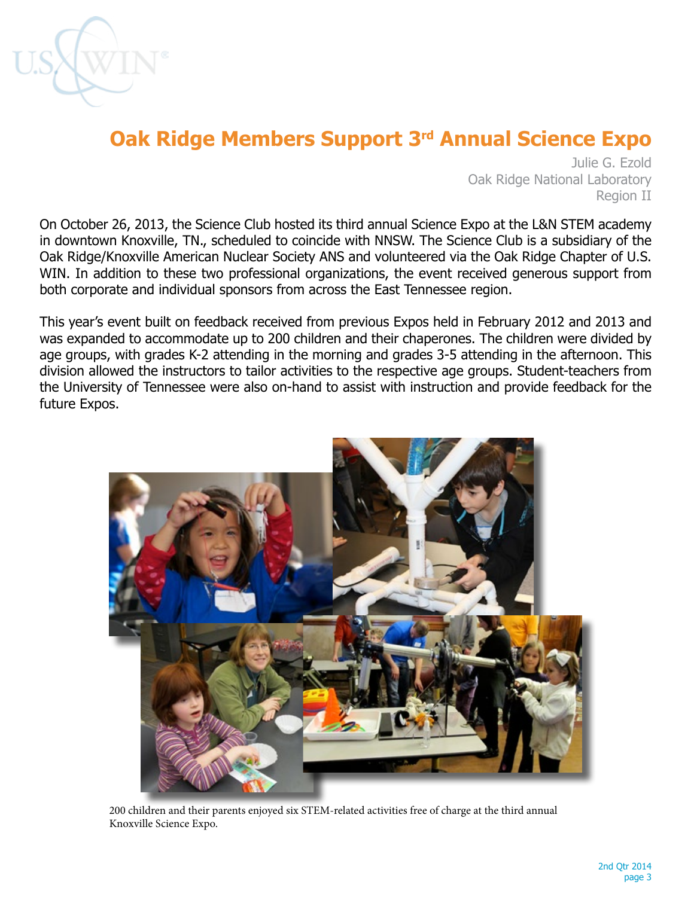# Oak Ridge Members Support 3rd Annual Science Expo

Julie G. Ezold
Oak Ridge National Laboratory
Region II

On October 26, 2013, the Science Club hosted its third annual Science Expo at the L&N STEM academy in downtown Knoxville, TN., scheduled to coincide with NNSW. The Science Club is a subsidiary of the Oak Ridge/Knoxville American Nuclear Society ANS and volunteered via the Oak Ridge Chapter of U.S. WIN. In addition to these two professional organizations, the event received generous support from both corporate and individual sponsors from across the East Tennessee region.

This year's event built on feedback received from previous Expos held in February 2012 and 2013 and was expanded to accommodate up to 200 children and their chaperones. The children were divided by age groups, with grades K-2 attending in the morning and grades 3-5 attending in the afternoon. This division allowed the instructors to tailor activities to the respective age groups. Student-teachers from the University of Tennessee were also on-hand to assist with instruction and provide feedback for the future Expos.

200 children and their parents enjoyed six STEM-related activities free of charge at the third annual Knoxville Science Expo.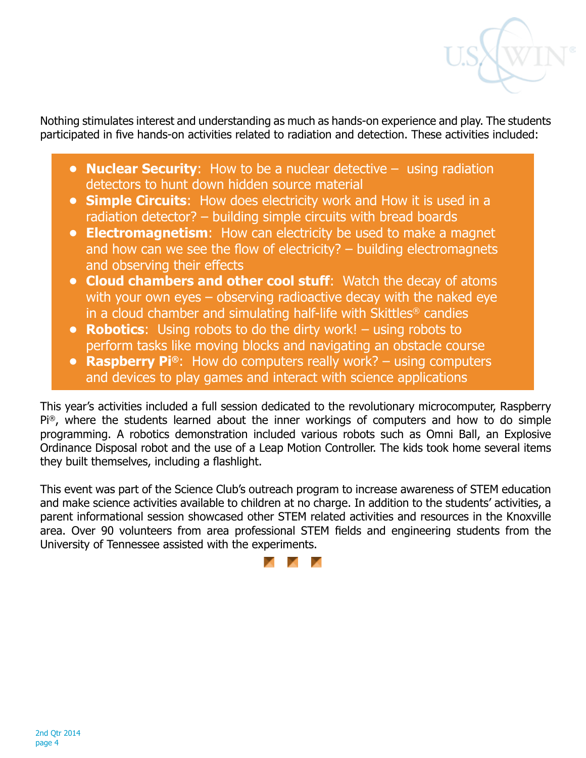Nothing stimulates interest and understanding as much as hands-on experience and play. The students participated in five hands-on activities related to radiation and detection. These activities included:

- **Nuclear Security**: How to be a nuclear detective – using radiation detectors to hunt down hidden source material
- **Simple Circuits**: How does electricity work and How it is used in a radiation detector? – building simple circuits with bread boards
- **Electromagnetism**: How can electricity be used to make a magnet and how can we see the flow of electricity? – building electromagnets and observing their effects
- **Cloud chambers and other cool stuff**: Watch the decay of atoms with your own eyes – observing radioactive decay with the naked eye in a cloud chamber and simulating half-life with Skittles® candies
- **Robotics**: Using robots to do the dirty work! – using robots to perform tasks like moving blocks and navigating an obstacle course
- **Raspberry Pi®**: How do computers really work? – using computers and devices to play games and interact with science applications

This year's activities included a full session dedicated to the revolutionary microcomputer, Raspberry Pi®, where the students learned about the inner workings of computers and how to do simple programming. A robotics demonstration included various robots such as Omni Ball, an Explosive Ordinance Disposal robot and the use of a Leap Motion Controller. The kids took home several items they built themselves, including a flashlight.

This event was part of the Science Club's outreach program to increase awareness of STEM education and make science activities available to children at no charge. In addition to the students' activities, a parent informational session showcased other STEM related activities and resources in the Knoxville area. Over 90 volunteers from area professional STEM fields and engineering students from the University of Tennessee assisted with the experiments.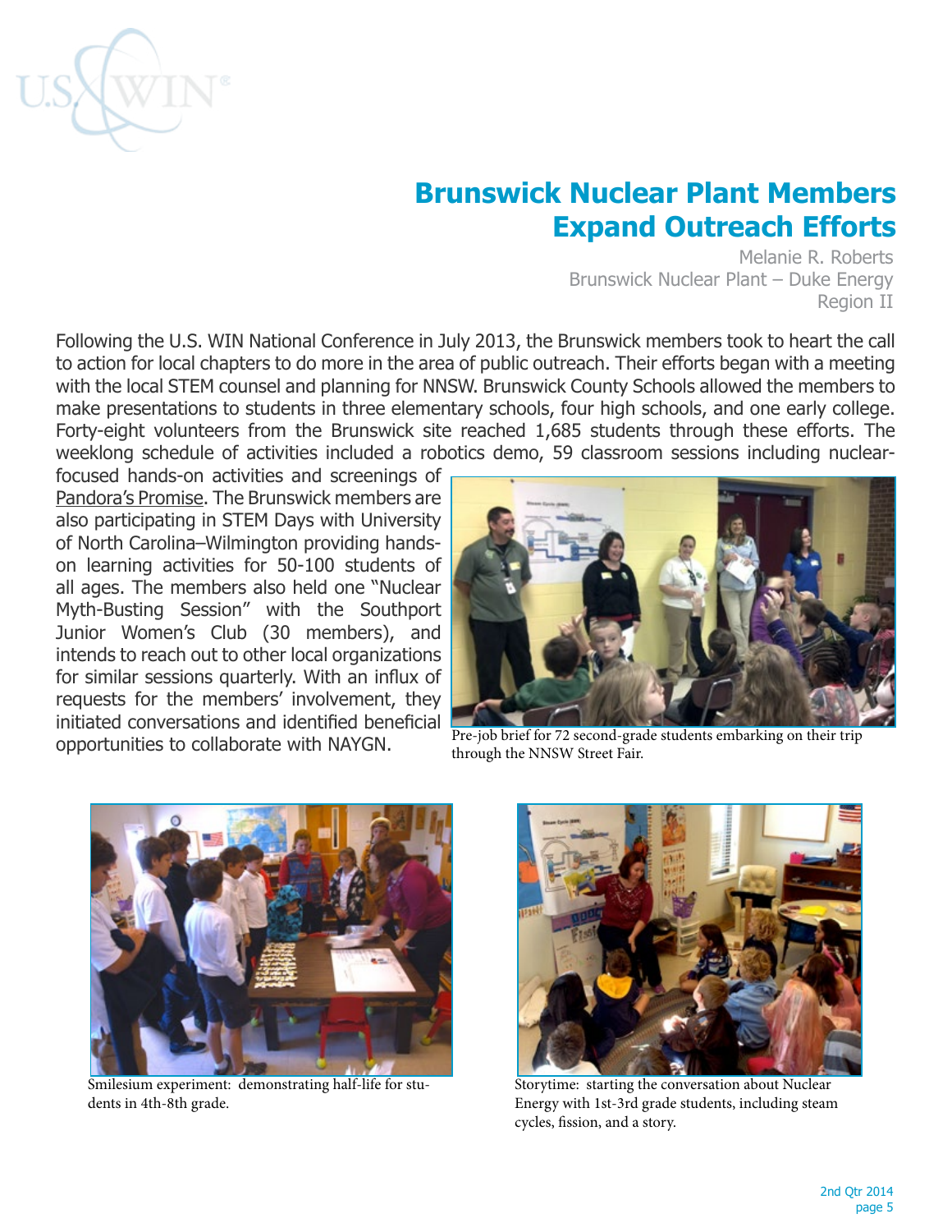## Brunswick Nuclear Plant Members Expand Outreach Efforts

Melanie R. Roberts
Brunswick Nuclear Plant – Duke Energy
Region II

Following the U.S. WIN National Conference in July 2013, the Brunswick members took to heart the call to action for local chapters to do more in the area of public outreach. Their efforts began with a meeting with the local STEM counsel and planning for NNSW. Brunswick County Schools allowed the members to make presentations to students in three elementary schools, four high schools, and one early college. Forty-eight volunteers from the Brunswick site reached 1,685 students through these efforts. The weeklong schedule of activities included a robotics demo, 59 classroom sessions including nuclear-focused hands-on activities and screenings of Pandora's Promise. The Brunswick members are also participating in STEM Days with University of North Carolina–Wilmington providing hands-on learning activities for 50-100 students of all ages. The members also held one "Nuclear Myth-Busting Session" with the Southport Junior Women's Club (30 members), and intends to reach out to other local organizations for similar sessions quarterly. With an influx of requests for the members' involvement, they initiated conversations and identified beneficial opportunities to collaborate with NAYGN.

Pre-job brief for 72 second-grade students embarking on their trip through the NNSW Street Fair.

Smilesium experiment: demonstrating half-life for students in 4th-8th grade.

Storytime: starting the conversation about Nuclear Energy with 1st-3rd grade students, including steam cycles, fission, and a story.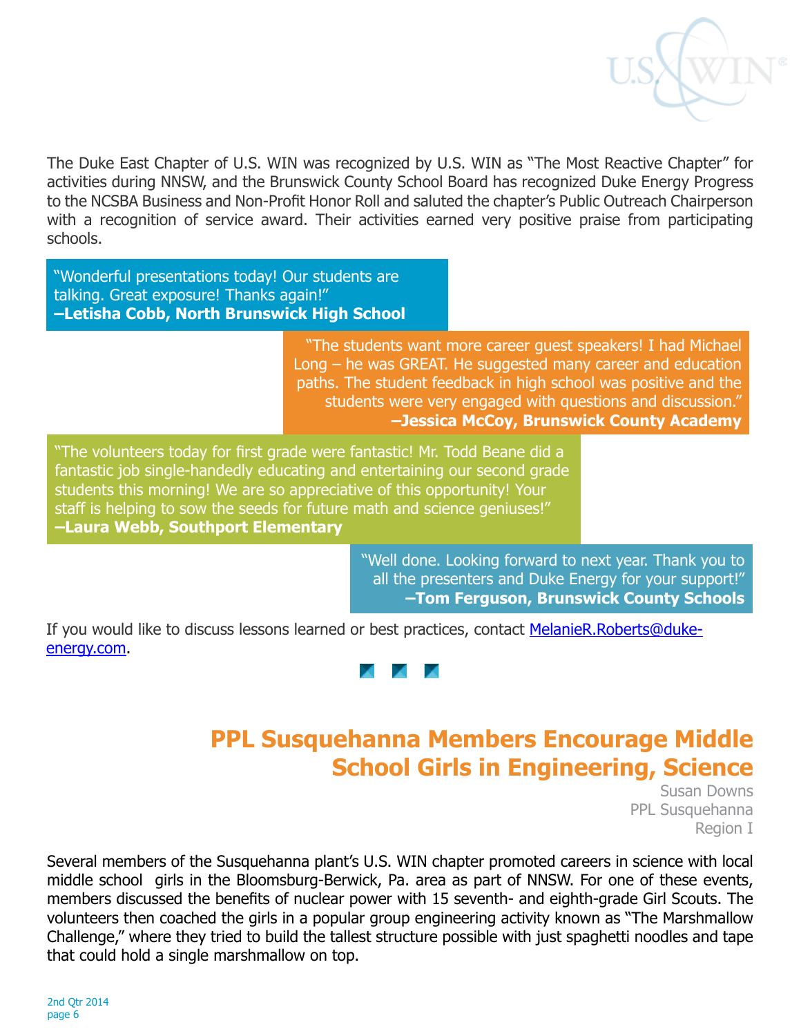The Duke East Chapter of U.S. WIN was recognized by U.S. WIN as "The Most Reactive Chapter" for activities during NNSW, and the Brunswick County School Board has recognized Duke Energy Progress to the NCSBA Business and Non-Profit Honor Roll and saluted the chapter's Public Outreach Chairperson with a recognition of service award. Their activities earned very positive praise from participating schools.

"Wonderful presentations today! Our students are talking. Great exposure! Thanks again!"
**–Letisha Cobb, North Brunswick High School**

"The students want more career guest speakers! I had Michael Long – he was GREAT. He suggested many career and education paths. The student feedback in high school was positive and the students were very engaged with questions and discussion."
**–Jessica McCoy, Brunswick County Academy**

"The volunteers today for first grade were fantastic! Mr. Todd Beane did a fantastic job single-handedly educating and entertaining our second grade students this morning! We are so appreciative of this opportunity! Your staff is helping to sow the seeds for future math and science geniuses!"
**–Laura Webb, Southport Elementary**

"Well done. Looking forward to next year. Thank you to all the presenters and Duke Energy for your support!"
**–Tom Ferguson, Brunswick County Schools**

If you would like to discuss lessons learned or best practices, contact [MelanieR.Roberts@duke-energy.com](mailto:MelanieR.Roberts@duke-energy.com).

## PPL Susquehanna Members Encourage Middle School Girls in Engineering, Science

Susan Downs
PPL Susquehanna
Region I

Several members of the Susquehanna plant's U.S. WIN chapter promoted careers in science with local middle school girls in the Bloomsburg-Berwick, Pa. area as part of NNSW. For one of these events, members discussed the benefits of nuclear power with 15 seventh- and eighth-grade Girl Scouts. The volunteers then coached the girls in a popular group engineering activity known as "The Marshmallow Challenge," where they tried to build the tallest structure possible with just spaghetti noodles and tape that could hold a single marshmallow on top.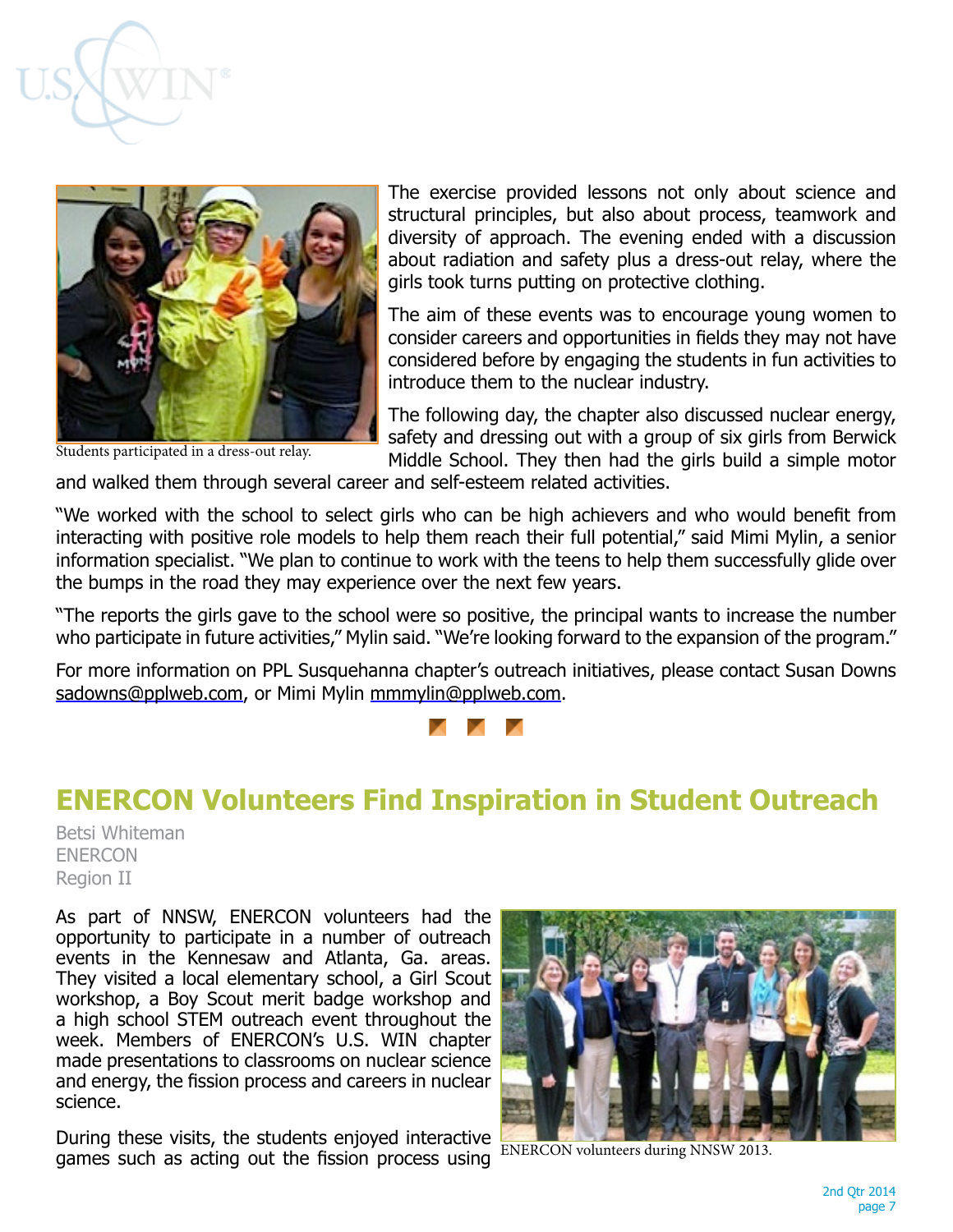Students participated in a dress-out relay.

The exercise provided lessons not only about science and structural principles, but also about process, teamwork and diversity of approach. The evening ended with a discussion about radiation and safety plus a dress-out relay, where the girls took turns putting on protective clothing.

The aim of these events was to encourage young women to consider careers and opportunities in fields they may not have considered before by engaging the students in fun activities to introduce them to the nuclear industry.

The following day, the chapter also discussed nuclear energy, safety and dressing out with a group of six girls from Berwick Middle School. They then had the girls build a simple motor and walked them through several career and self-esteem related activities.

"We worked with the school to select girls who can be high achievers and who would benefit from interacting with positive role models to help them reach their full potential," said Mimi Mylin, a senior information specialist. "We plan to continue to work with the teens to help them successfully glide over the bumps in the road they may experience over the next few years.

"The reports the girls gave to the school were so positive, the principal wants to increase the number who participate in future activities," Mylin said. "We're looking forward to the expansion of the program."

For more information on PPL Susquehanna chapter's outreach initiatives, please contact Susan Downs sadowns@pplweb.com, or Mimi Mylin mmmylin@pplweb.com.

## ENERCON Volunteers Find Inspiration in Student Outreach

Betsi Whiteman
ENERCON
Region II

As part of NNSW, ENERCON volunteers had the opportunity to participate in a number of outreach events in the Kennesaw and Atlanta, Ga. areas. They visited a local elementary school, a Girl Scout workshop, a Boy Scout merit badge workshop and a high school STEM outreach event throughout the week. Members of ENERCON's U.S. WIN chapter made presentations to classrooms on nuclear science and energy, the fission process and careers in nuclear science.

ENERCON volunteers during NNSW 2013.

During these visits, the students enjoyed interactive games such as acting out the fission process using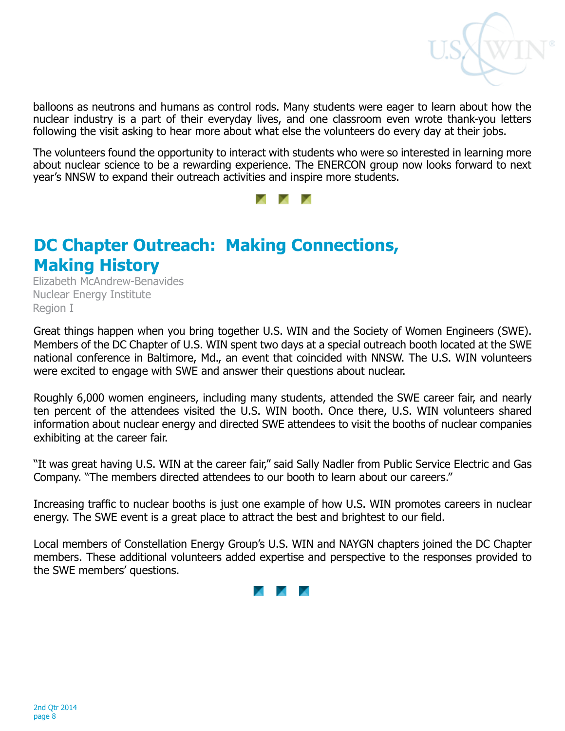balloons as neutrons and humans as control rods. Many students were eager to learn about how the nuclear industry is a part of their everyday lives, and one classroom even wrote thank-you letters following the visit asking to hear more about what else the volunteers do every day at their jobs.

The volunteers found the opportunity to interact with students who were so interested in learning more about nuclear science to be a rewarding experience. The ENERCON group now looks forward to next year's NNSW to expand their outreach activities and inspire more students.

## DC Chapter Outreach: Making Connections, Making History

Elizabeth McAndrew-Benavides
Nuclear Energy Institute
Region I

Great things happen when you bring together U.S. WIN and the Society of Women Engineers (SWE). Members of the DC Chapter of U.S. WIN spent two days at a special outreach booth located at the SWE national conference in Baltimore, Md., an event that coincided with NNSW. The U.S. WIN volunteers were excited to engage with SWE and answer their questions about nuclear.

Roughly 6,000 women engineers, including many students, attended the SWE career fair, and nearly ten percent of the attendees visited the U.S. WIN booth. Once there, U.S. WIN volunteers shared information about nuclear energy and directed SWE attendees to visit the booths of nuclear companies exhibiting at the career fair.

"It was great having U.S. WIN at the career fair," said Sally Nadler from Public Service Electric and Gas Company. "The members directed attendees to our booth to learn about our careers."

Increasing traffic to nuclear booths is just one example of how U.S. WIN promotes careers in nuclear energy. The SWE event is a great place to attract the best and brightest to our field.

Local members of Constellation Energy Group's U.S. WIN and NAYGN chapters joined the DC Chapter members. These additional volunteers added expertise and perspective to the responses provided to the SWE members' questions.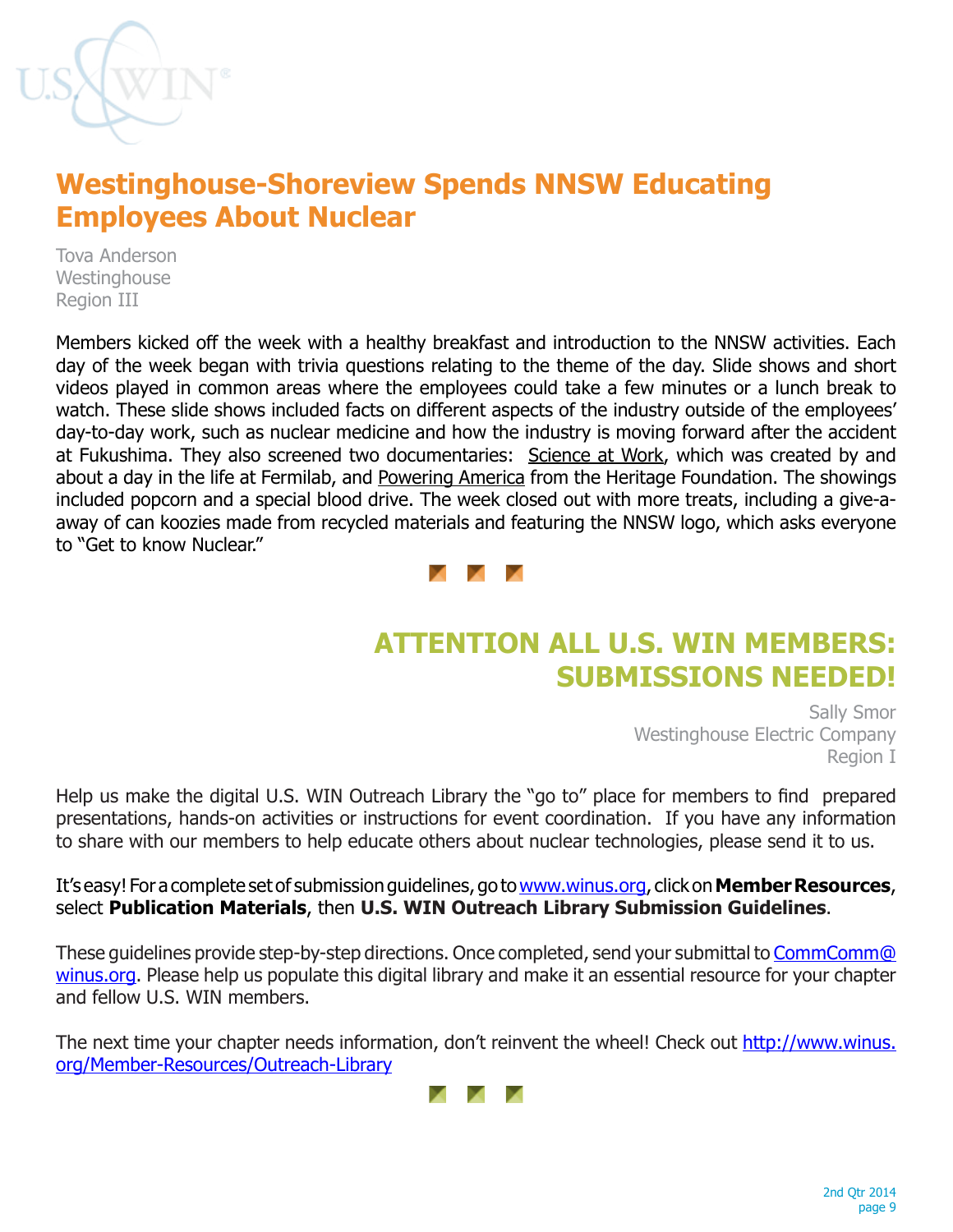## Westinghouse-Shoreview Spends NNSW Educating Employees About Nuclear

Tova Anderson
Westinghouse
Region III

Members kicked off the week with a healthy breakfast and introduction to the NNSW activities. Each day of the week began with trivia questions relating to the theme of the day. Slide shows and short videos played in common areas where the employees could take a few minutes or a lunch break to watch. These slide shows included facts on different aspects of the industry outside of the employees' day-to-day work, such as nuclear medicine and how the industry is moving forward after the accident at Fukushima. They also screened two documentaries: Science at Work, which was created by and about a day in the life at Fermilab, and Powering America from the Heritage Foundation. The showings included popcorn and a special blood drive. The week closed out with more treats, including a give-a-away of can koozies made from recycled materials and featuring the NNSW logo, which asks everyone to "Get to know Nuclear."

## ATTENTION ALL U.S. WIN MEMBERS: SUBMISSIONS NEEDED!

Sally Smor
Westinghouse Electric Company
Region I

Help us make the digital U.S. WIN Outreach Library the "go to" place for members to find prepared presentations, hands-on activities or instructions for event coordination. If you have any information to share with our members to help educate others about nuclear technologies, please send it to us.

It's easy! For a complete set of submission guidelines, go to www.winus.org, click on **Member Resources**, select **Publication Materials**, then **U.S. WIN Outreach Library Submission Guidelines**.

These guidelines provide step-by-step directions. Once completed, send your submittal to CommComm@winus.org. Please help us populate this digital library and make it an essential resource for your chapter and fellow U.S. WIN members.

The next time your chapter needs information, don't reinvent the wheel! Check out http://www.winus.org/Member-Resources/Outreach-Library